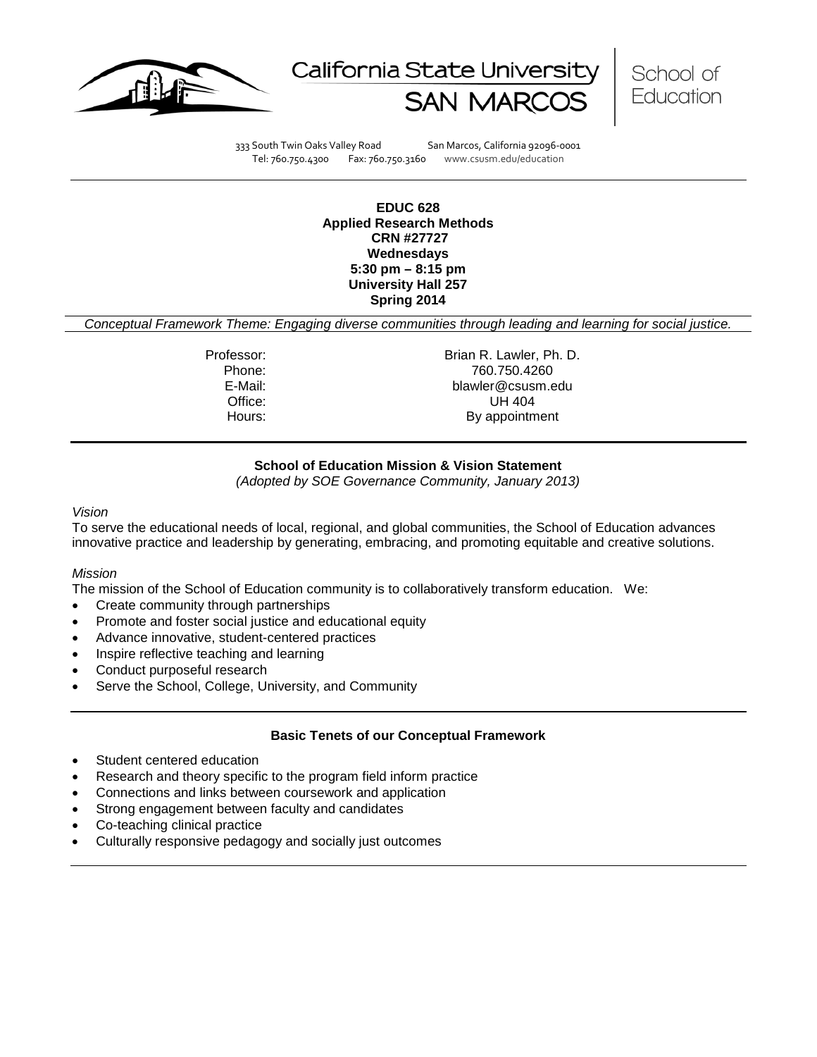California State University SAN MARCOS | School of Education

333 South Twin Oaks Valley Road San Marcos, California 92096-0001
Tel: 760.750.4300 Fax: 760.750.3160 www.csusm.edu/education

**EDUC 628**
**Applied Research Methods**
**CRN #27727**
**Wednesdays**
**5:30 pm – 8:15 pm**
**University Hall 257**
**Spring 2014**

*Conceptual Framework Theme: Engaging diverse communities through leading and learning for social justice.*

| | |
|---|---|
| Professor: | Brian R. Lawler, Ph. D. |
| Phone: | 760.750.4260 |
| E-Mail: | blawler@csusm.edu |
| Office: | UH 404 |
| Hours: | By appointment |

## School of Education Mission & Vision Statement

*(Adopted by SOE Governance Community, January 2013)*

*Vision*

To serve the educational needs of local, regional, and global communities, the School of Education advances innovative practice and leadership by generating, embracing, and promoting equitable and creative solutions.

*Mission*

The mission of the School of Education community is to collaboratively transform education. We:

- Create community through partnerships
- Promote and foster social justice and educational equity
- Advance innovative, student-centered practices
- Inspire reflective teaching and learning
- Conduct purposeful research
- Serve the School, College, University, and Community

## Basic Tenets of our Conceptual Framework

- Student centered education
- Research and theory specific to the program field inform practice
- Connections and links between coursework and application
- Strong engagement between faculty and candidates
- Co-teaching clinical practice
- Culturally responsive pedagogy and socially just outcomes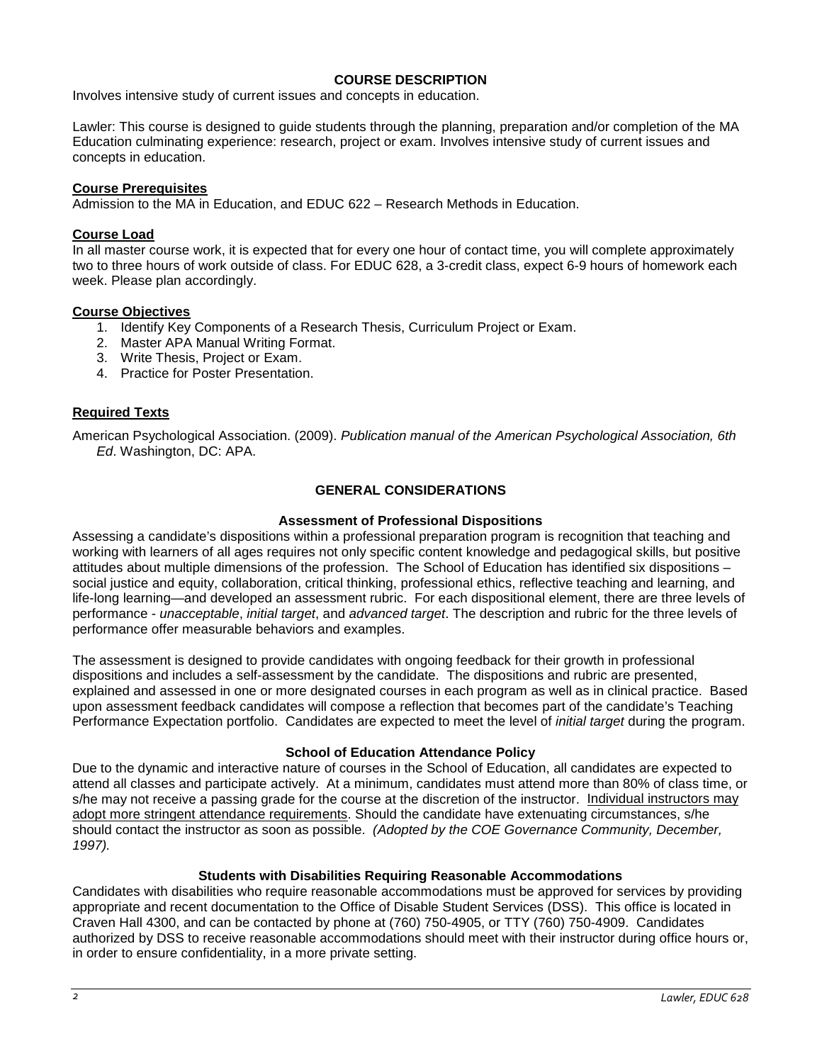## COURSE DESCRIPTION

Involves intensive study of current issues and concepts in education.

Lawler: This course is designed to guide students through the planning, preparation and/or completion of the MA Education culminating experience: research, project or exam. Involves intensive study of current issues and concepts in education.

### Course Prerequisites

Admission to the MA in Education, and EDUC 622 – Research Methods in Education.

### Course Load

In all master course work, it is expected that for every one hour of contact time, you will complete approximately two to three hours of work outside of class. For EDUC 628, a 3-credit class, expect 6-9 hours of homework each week. Please plan accordingly.

### Course Objectives

1. Identify Key Components of a Research Thesis, Curriculum Project or Exam.
2. Master APA Manual Writing Format.
3. Write Thesis, Project or Exam.
4. Practice for Poster Presentation.

### Required Texts

American Psychological Association. (2009). *Publication manual of the American Psychological Association, 6th Ed*. Washington, DC: APA.

## GENERAL CONSIDERATIONS

### Assessment of Professional Dispositions

Assessing a candidate's dispositions within a professional preparation program is recognition that teaching and working with learners of all ages requires not only specific content knowledge and pedagogical skills, but positive attitudes about multiple dimensions of the profession. The School of Education has identified six dispositions – social justice and equity, collaboration, critical thinking, professional ethics, reflective teaching and learning, and life-long learning—and developed an assessment rubric. For each dispositional element, there are three levels of performance - *unacceptable*, *initial target*, and *advanced target*. The description and rubric for the three levels of performance offer measurable behaviors and examples.

The assessment is designed to provide candidates with ongoing feedback for their growth in professional dispositions and includes a self-assessment by the candidate. The dispositions and rubric are presented, explained and assessed in one or more designated courses in each program as well as in clinical practice. Based upon assessment feedback candidates will compose a reflection that becomes part of the candidate's Teaching Performance Expectation portfolio. Candidates are expected to meet the level of *initial target* during the program.

### School of Education Attendance Policy

Due to the dynamic and interactive nature of courses in the School of Education, all candidates are expected to attend all classes and participate actively. At a minimum, candidates must attend more than 80% of class time, or s/he may not receive a passing grade for the course at the discretion of the instructor. Individual instructors may adopt more stringent attendance requirements. Should the candidate have extenuating circumstances, s/he should contact the instructor as soon as possible. *(Adopted by the COE Governance Community, December, 1997).*

### Students with Disabilities Requiring Reasonable Accommodations

Candidates with disabilities who require reasonable accommodations must be approved for services by providing appropriate and recent documentation to the Office of Disable Student Services (DSS). This office is located in Craven Hall 4300, and can be contacted by phone at (760) 750-4905, or TTY (760) 750-4909. Candidates authorized by DSS to receive reasonable accommodations should meet with their instructor during office hours or, in order to ensure confidentiality, in a more private setting.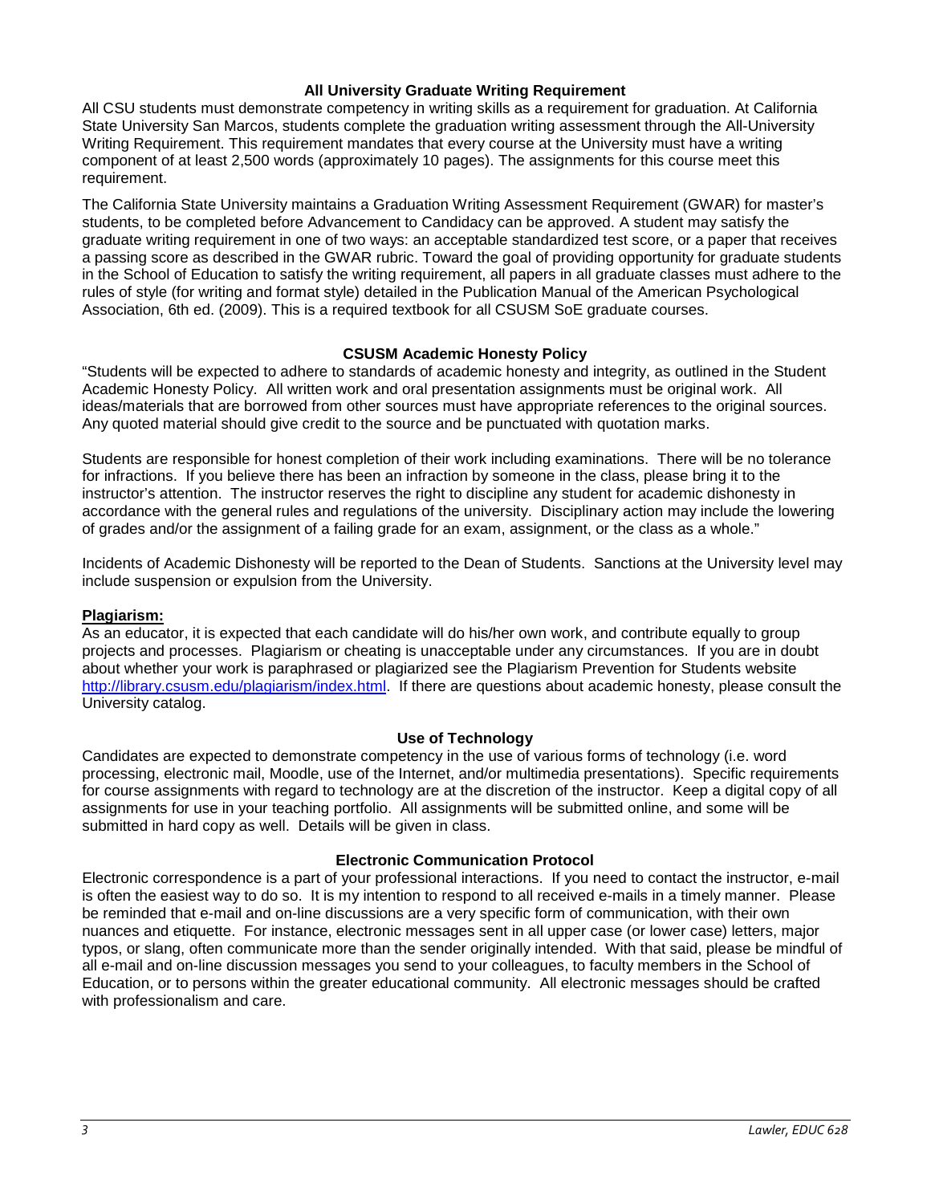### All University Graduate Writing Requirement

All CSU students must demonstrate competency in writing skills as a requirement for graduation. At California State University San Marcos, students complete the graduation writing assessment through the All-University Writing Requirement. This requirement mandates that every course at the University must have a writing component of at least 2,500 words (approximately 10 pages). The assignments for this course meet this requirement.

The California State University maintains a Graduation Writing Assessment Requirement (GWAR) for master's students, to be completed before Advancement to Candidacy can be approved. A student may satisfy the graduate writing requirement in one of two ways: an acceptable standardized test score, or a paper that receives a passing score as described in the GWAR rubric. Toward the goal of providing opportunity for graduate students in the School of Education to satisfy the writing requirement, all papers in all graduate classes must adhere to the rules of style (for writing and format style) detailed in the Publication Manual of the American Psychological Association, 6th ed. (2009). This is a required textbook for all CSUSM SoE graduate courses.

### CSUSM Academic Honesty Policy

"Students will be expected to adhere to standards of academic honesty and integrity, as outlined in the Student Academic Honesty Policy. All written work and oral presentation assignments must be original work. All ideas/materials that are borrowed from other sources must have appropriate references to the original sources. Any quoted material should give credit to the source and be punctuated with quotation marks.

Students are responsible for honest completion of their work including examinations. There will be no tolerance for infractions. If you believe there has been an infraction by someone in the class, please bring it to the instructor's attention. The instructor reserves the right to discipline any student for academic dishonesty in accordance with the general rules and regulations of the university. Disciplinary action may include the lowering of grades and/or the assignment of a failing grade for an exam, assignment, or the class as a whole."

Incidents of Academic Dishonesty will be reported to the Dean of Students. Sanctions at the University level may include suspension or expulsion from the University.

**Plagiarism:**

As an educator, it is expected that each candidate will do his/her own work, and contribute equally to group projects and processes. Plagiarism or cheating is unacceptable under any circumstances. If you are in doubt about whether your work is paraphrased or plagiarized see the Plagiarism Prevention for Students website http://library.csusm.edu/plagiarism/index.html. If there are questions about academic honesty, please consult the University catalog.

### Use of Technology

Candidates are expected to demonstrate competency in the use of various forms of technology (i.e. word processing, electronic mail, Moodle, use of the Internet, and/or multimedia presentations). Specific requirements for course assignments with regard to technology are at the discretion of the instructor. Keep a digital copy of all assignments for use in your teaching portfolio. All assignments will be submitted online, and some will be submitted in hard copy as well. Details will be given in class.

### Electronic Communication Protocol

Electronic correspondence is a part of your professional interactions. If you need to contact the instructor, e-mail is often the easiest way to do so. It is my intention to respond to all received e-mails in a timely manner. Please be reminded that e-mail and on-line discussions are a very specific form of communication, with their own nuances and etiquette. For instance, electronic messages sent in all upper case (or lower case) letters, major typos, or slang, often communicate more than the sender originally intended. With that said, please be mindful of all e-mail and on-line discussion messages you send to your colleagues, to faculty members in the School of Education, or to persons within the greater educational community. All electronic messages should be crafted with professionalism and care.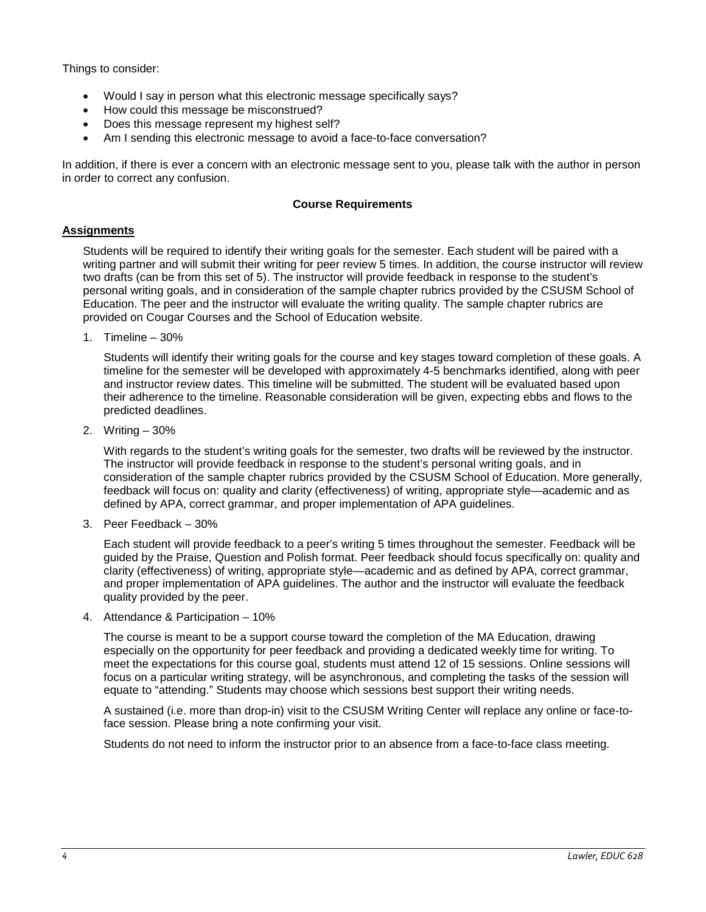Things to consider:

- Would I say in person what this electronic message specifically says?
- How could this message be misconstrued?
- Does this message represent my highest self?
- Am I sending this electronic message to avoid a face-to-face conversation?

In addition, if there is ever a concern with an electronic message sent to you, please talk with the author in person in order to correct any confusion.

## Course Requirements

### Assignments

Students will be required to identify their writing goals for the semester. Each student will be paired with a writing partner and will submit their writing for peer review 5 times. In addition, the course instructor will review two drafts (can be from this set of 5). The instructor will provide feedback in response to the student's personal writing goals, and in consideration of the sample chapter rubrics provided by the CSUSM School of Education. The peer and the instructor will evaluate the writing quality. The sample chapter rubrics are provided on Cougar Courses and the School of Education website.

1. Timeline – 30%

   Students will identify their writing goals for the course and key stages toward completion of these goals. A timeline for the semester will be developed with approximately 4-5 benchmarks identified, along with peer and instructor review dates. This timeline will be submitted. The student will be evaluated based upon their adherence to the timeline. Reasonable consideration will be given, expecting ebbs and flows to the predicted deadlines.

2. Writing – 30%

   With regards to the student's writing goals for the semester, two drafts will be reviewed by the instructor. The instructor will provide feedback in response to the student's personal writing goals, and in consideration of the sample chapter rubrics provided by the CSUSM School of Education. More generally, feedback will focus on: quality and clarity (effectiveness) of writing, appropriate style—academic and as defined by APA, correct grammar, and proper implementation of APA guidelines.

3. Peer Feedback – 30%

   Each student will provide feedback to a peer's writing 5 times throughout the semester. Feedback will be guided by the Praise, Question and Polish format. Peer feedback should focus specifically on: quality and clarity (effectiveness) of writing, appropriate style—academic and as defined by APA, correct grammar, and proper implementation of APA guidelines. The author and the instructor will evaluate the feedback quality provided by the peer.

4. Attendance & Participation – 10%

   The course is meant to be a support course toward the completion of the MA Education, drawing especially on the opportunity for peer feedback and providing a dedicated weekly time for writing. To meet the expectations for this course goal, students must attend 12 of 15 sessions. Online sessions will focus on a particular writing strategy, will be asynchronous, and completing the tasks of the session will equate to "attending." Students may choose which sessions best support their writing needs.

   A sustained (i.e. more than drop-in) visit to the CSUSM Writing Center will replace any online or face-to-face session. Please bring a note confirming your visit.

   Students do not need to inform the instructor prior to an absence from a face-to-face class meeting.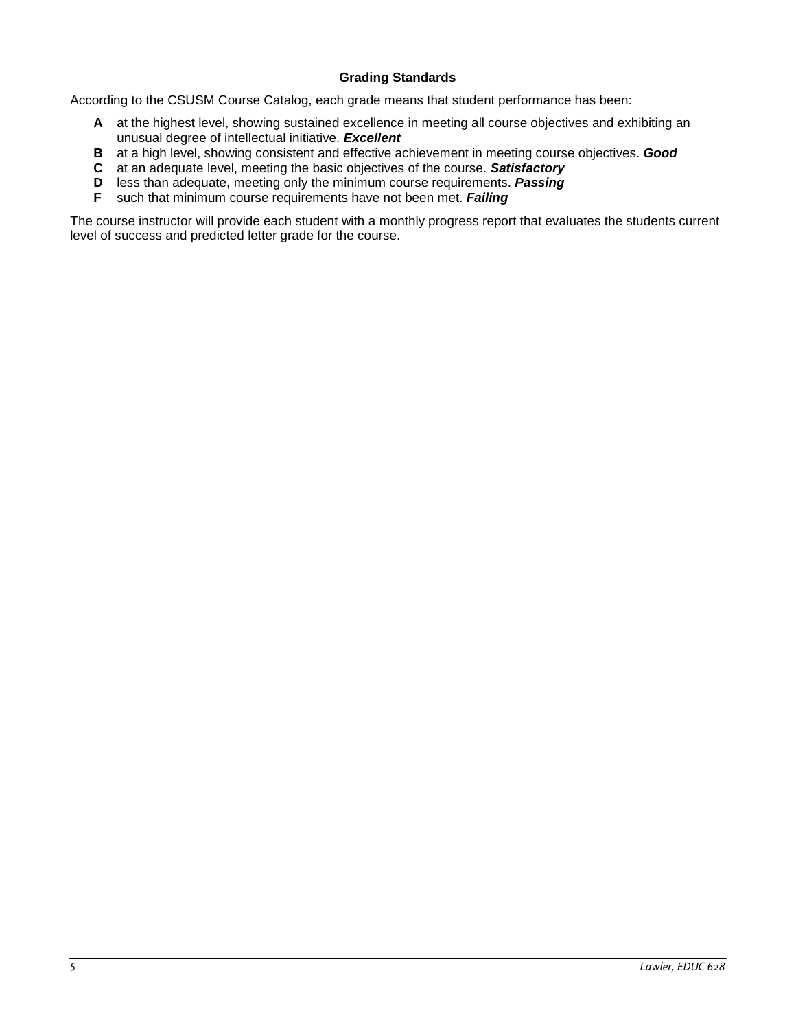### Grading Standards

According to the CSUSM Course Catalog, each grade means that student performance has been:

- **A** at the highest level, showing sustained excellence in meeting all course objectives and exhibiting an unusual degree of intellectual initiative. ***Excellent***
- **B** at a high level, showing consistent and effective achievement in meeting course objectives. ***Good***
- **C** at an adequate level, meeting the basic objectives of the course. ***Satisfactory***
- **D** less than adequate, meeting only the minimum course requirements. ***Passing***
- **F** such that minimum course requirements have not been met. ***Failing***

The course instructor will provide each student with a monthly progress report that evaluates the students current level of success and predicted letter grade for the course.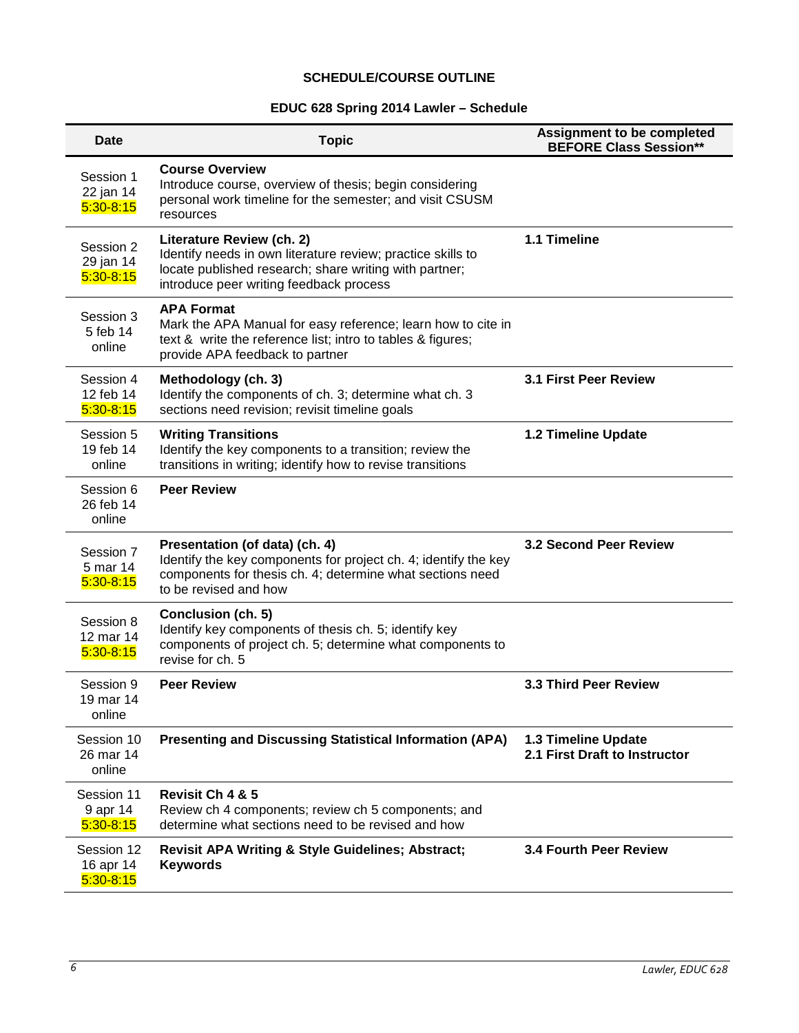**SCHEDULE/COURSE OUTLINE**

**EDUC 628 Spring 2014 Lawler – Schedule**

| Date | Topic | Assignment to be completed BEFORE Class Session** |
|---|---|---|
| Session 1<br>22 jan 14<br>5:30-8:15 | **Course Overview**<br>Introduce course, overview of thesis; begin considering personal work timeline for the semester; and visit CSUSM resources | |
| Session 2<br>29 jan 14<br>5:30-8:15 | **Literature Review (ch. 2)**<br>Identify needs in own literature review; practice skills to locate published research; share writing with partner; introduce peer writing feedback process | **1.1 Timeline** |
| Session 3<br>5 feb 14<br>online | **APA Format**<br>Mark the APA Manual for easy reference; learn how to cite in text & write the reference list; intro to tables & figures; provide APA feedback to partner | |
| Session 4<br>12 feb 14<br>5:30-8:15 | **Methodology (ch. 3)**<br>Identify the components of ch. 3; determine what ch. 3 sections need revision; revisit timeline goals | **3.1 First Peer Review** |
| Session 5<br>19 feb 14<br>online | **Writing Transitions**<br>Identify the key components to a transition; review the transitions in writing; identify how to revise transitions | **1.2 Timeline Update** |
| Session 6<br>26 feb 14<br>online | **Peer Review** | |
| Session 7<br>5 mar 14<br>5:30-8:15 | **Presentation (of data) (ch. 4)**<br>Identify the key components for project ch. 4; identify the key components for thesis ch. 4; determine what sections need to be revised and how | **3.2 Second Peer Review** |
| Session 8<br>12 mar 14<br>5:30-8:15 | **Conclusion (ch. 5)**<br>Identify key components of thesis ch. 5; identify key components of project ch. 5; determine what components to revise for ch. 5 | |
| Session 9<br>19 mar 14<br>online | **Peer Review** | **3.3 Third Peer Review** |
| Session 10<br>26 mar 14<br>online | **Presenting and Discussing Statistical Information (APA)** | **1.3 Timeline Update**<br>**2.1 First Draft to Instructor** |
| Session 11<br>9 apr 14<br>5:30-8:15 | **Revisit Ch 4 & 5**<br>Review ch 4 components; review ch 5 components; and determine what sections need to be revised and how | |
| Session 12<br>16 apr 14<br>5:30-8:15 | **Revisit APA Writing & Style Guidelines; Abstract; Keywords** | **3.4 Fourth Peer Review** |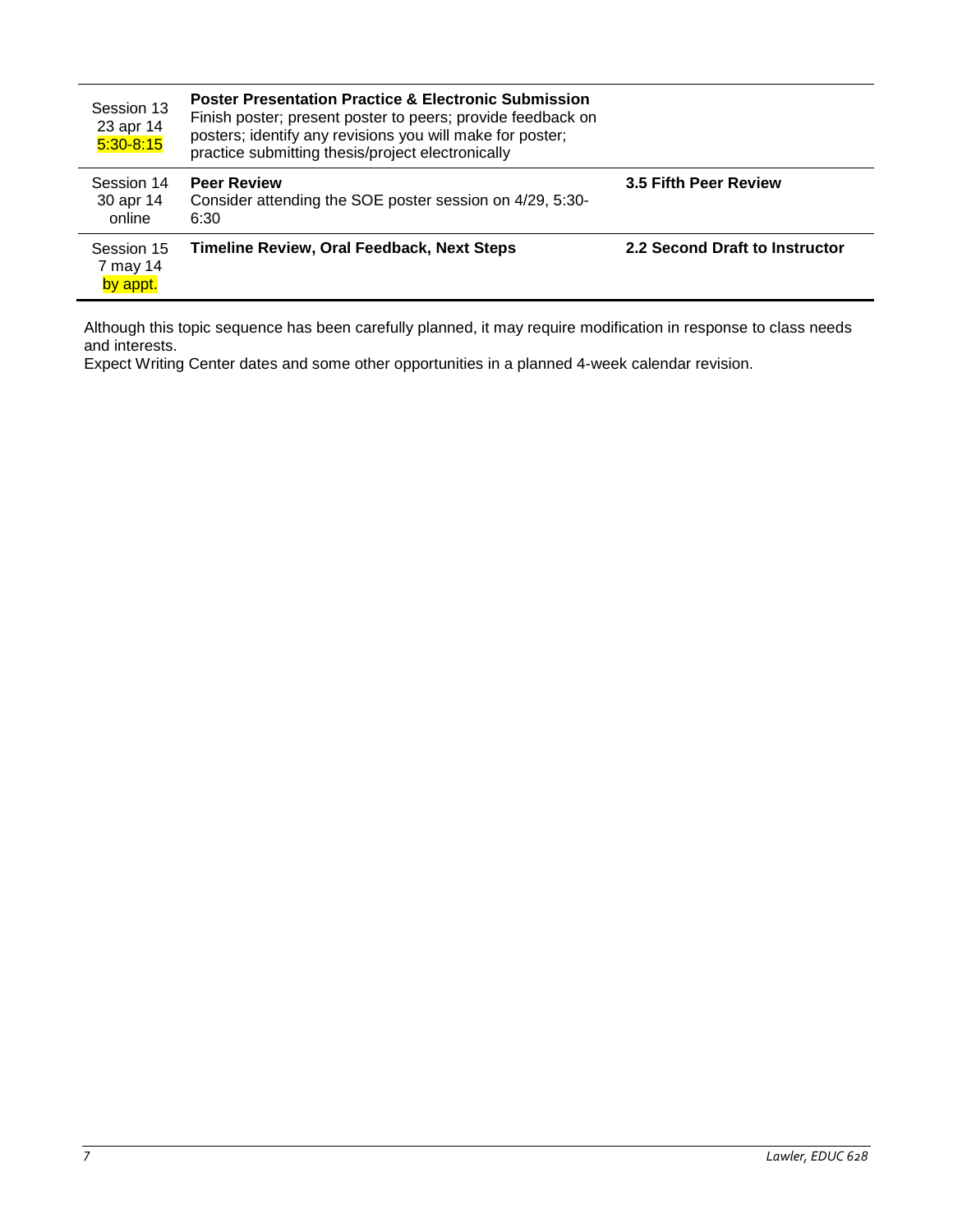| | | |
|---|---|---|
| Session 13<br>23 apr 14<br>5:30-8:15 | **Poster Presentation Practice & Electronic Submission**<br>Finish poster; present poster to peers; provide feedback on posters; identify any revisions you will make for poster; practice submitting thesis/project electronically | |
| Session 14<br>30 apr 14<br>online | **Peer Review**<br>Consider attending the SOE poster session on 4/29, 5:30-6:30 | **3.5 Fifth Peer Review** |
| Session 15<br>7 may 14<br>by appt. | **Timeline Review, Oral Feedback, Next Steps** | **2.2 Second Draft to Instructor** |

Although this topic sequence has been carefully planned, it may require modification in response to class needs and interests.
Expect Writing Center dates and some other opportunities in a planned 4-week calendar revision.